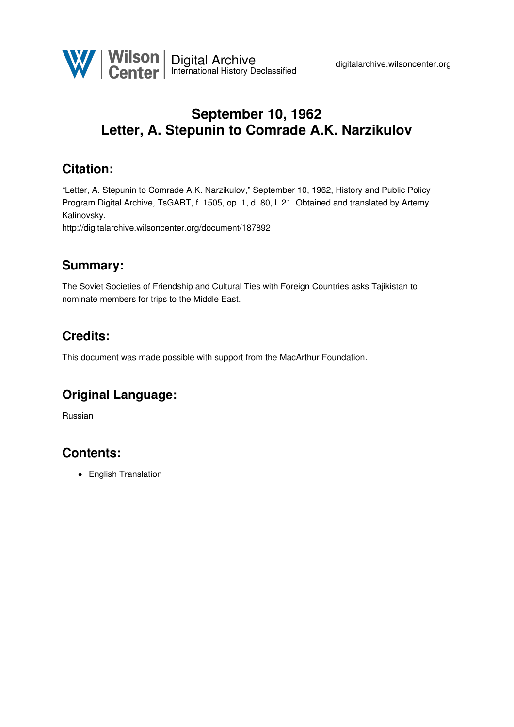Wilson Center | Digital Archive
International History Declassified

digitalarchive.wilsoncenter.org

# September 10, 1962
# Letter, A. Stepunin to Comrade A.K. Narzikulov

## Citation:

"Letter, A. Stepunin to Comrade A.K. Narzikulov," September 10, 1962, History and Public Policy Program Digital Archive, TsGART, f. 1505, op. 1, d. 80, l. 21. Obtained and translated by Artemy Kalinovsky.
http://digitalarchive.wilsoncenter.org/document/187892

## Summary:

The Soviet Societies of Friendship and Cultural Ties with Foreign Countries asks Tajikistan to nominate members for trips to the Middle East.

## Credits:

This document was made possible with support from the MacArthur Foundation.

## Original Language:

Russian

## Contents:

- English Translation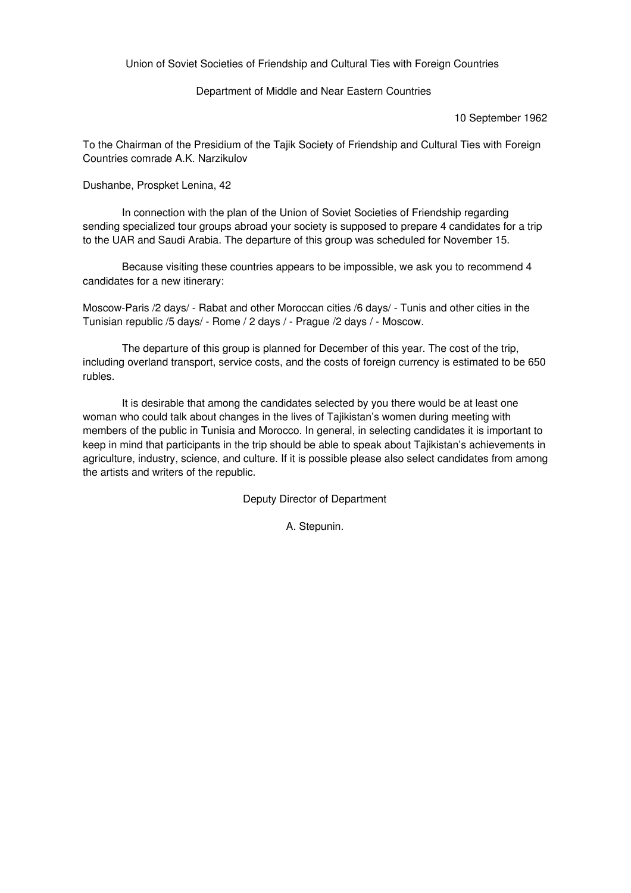Union of Soviet Societies of Friendship and Cultural Ties with Foreign Countries

Department of Middle and Near Eastern Countries

10 September 1962

To the Chairman of the Presidium of the Tajik Society of Friendship and Cultural Ties with Foreign Countries comrade A.K. Narzikulov

Dushanbe, Prospket Lenina, 42

In connection with the plan of the Union of Soviet Societies of Friendship regarding sending specialized tour groups abroad your society is supposed to prepare 4 candidates for a trip to the UAR and Saudi Arabia. The departure of this group was scheduled for November 15.

Because visiting these countries appears to be impossible, we ask you to recommend 4 candidates for a new itinerary:

Moscow-Paris /2 days/ - Rabat and other Moroccan cities /6 days/ - Tunis and other cities in the Tunisian republic /5 days/ - Rome / 2 days / - Prague /2 days / - Moscow.

The departure of this group is planned for December of this year. The cost of the trip, including overland transport, service costs, and the costs of foreign currency is estimated to be 650 rubles.

It is desirable that among the candidates selected by you there would be at least one woman who could talk about changes in the lives of Tajikistan's women during meeting with members of the public in Tunisia and Morocco. In general, in selecting candidates it is important to keep in mind that participants in the trip should be able to speak about Tajikistan's achievements in agriculture, industry, science, and culture. If it is possible please also select candidates from among the artists and writers of the republic.

Deputy Director of Department

A. Stepunin.